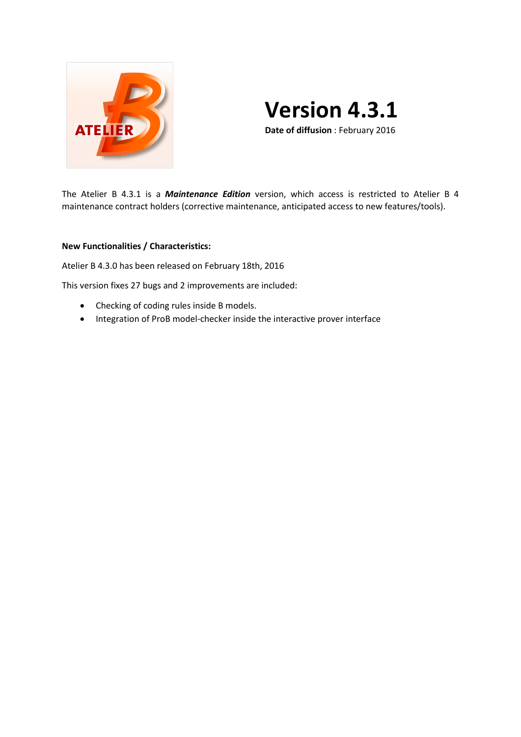# Version 4.3.1

**Date of diffusion** : February 2016

The Atelier B 4.3.1 is a ***Maintenance Edition*** version, which access is restricted to Atelier B 4 maintenance contract holders (corrective maintenance, anticipated access to new features/tools).

**New Functionalities / Characteristics:**

Atelier B 4.3.0 has been released on February 18th, 2016

This version fixes 27 bugs and 2 improvements are included:

- Checking of coding rules inside B models.
- Integration of ProB model-checker inside the interactive prover interface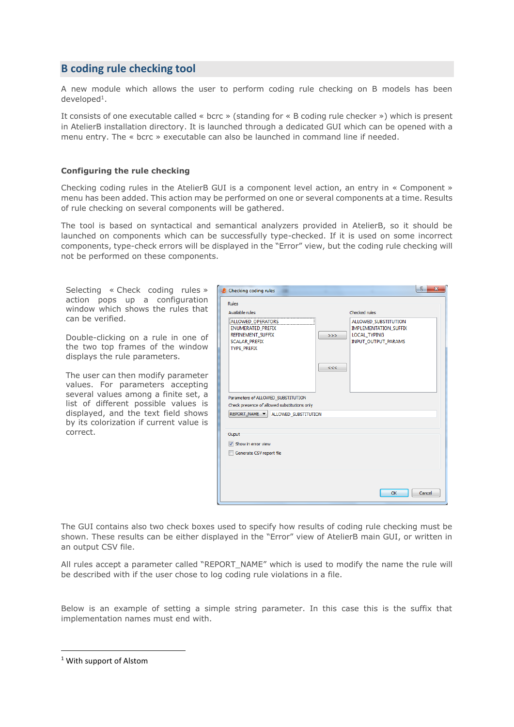## B coding rule checking tool

A new module which allows the user to perform coding rule checking on B models has been developed[1].

It consists of one executable called « bcrc » (standing for « B coding rule checker ») which is present in AtelierB installation directory. It is launched through a dedicated GUI which can be opened with a menu entry. The « bcrc » executable can also be launched in command line if needed.

### Configuring the rule checking

Checking coding rules in the AtelierB GUI is a component level action, an entry in « Component » menu has been added. This action may be performed on one or several components at a time. Results of rule checking on several components will be gathered.

The tool is based on syntactical and semantical analyzers provided in AtelierB, so it should be launched on components which can be successfully type-checked. If it is used on some incorrect components, type-check errors will be displayed in the "Error" view, but the coding rule checking will not be performed on these components.

Selecting « Check coding rules » action pops up a configuration window which shows the rules that can be verified.

Double-clicking on a rule in one of the two top frames of the window displays the rule parameters.

The user can then modify parameter values. For parameters accepting several values among a finite set, a list of different possible values is displayed, and the text field shows by its colorization if current value is correct.

The GUI contains also two check boxes used to specify how results of coding rule checking must be shown. These results can be either displayed in the "Error" view of AtelierB main GUI, or written in an output CSV file.

All rules accept a parameter called "REPORT_NAME" which is used to modify the name the rule will be described with if the user chose to log coding rule violations in a file.

Below is an example of setting a simple string parameter. In this case this is the suffix that implementation names must end with.

---

[1] With support of Alstom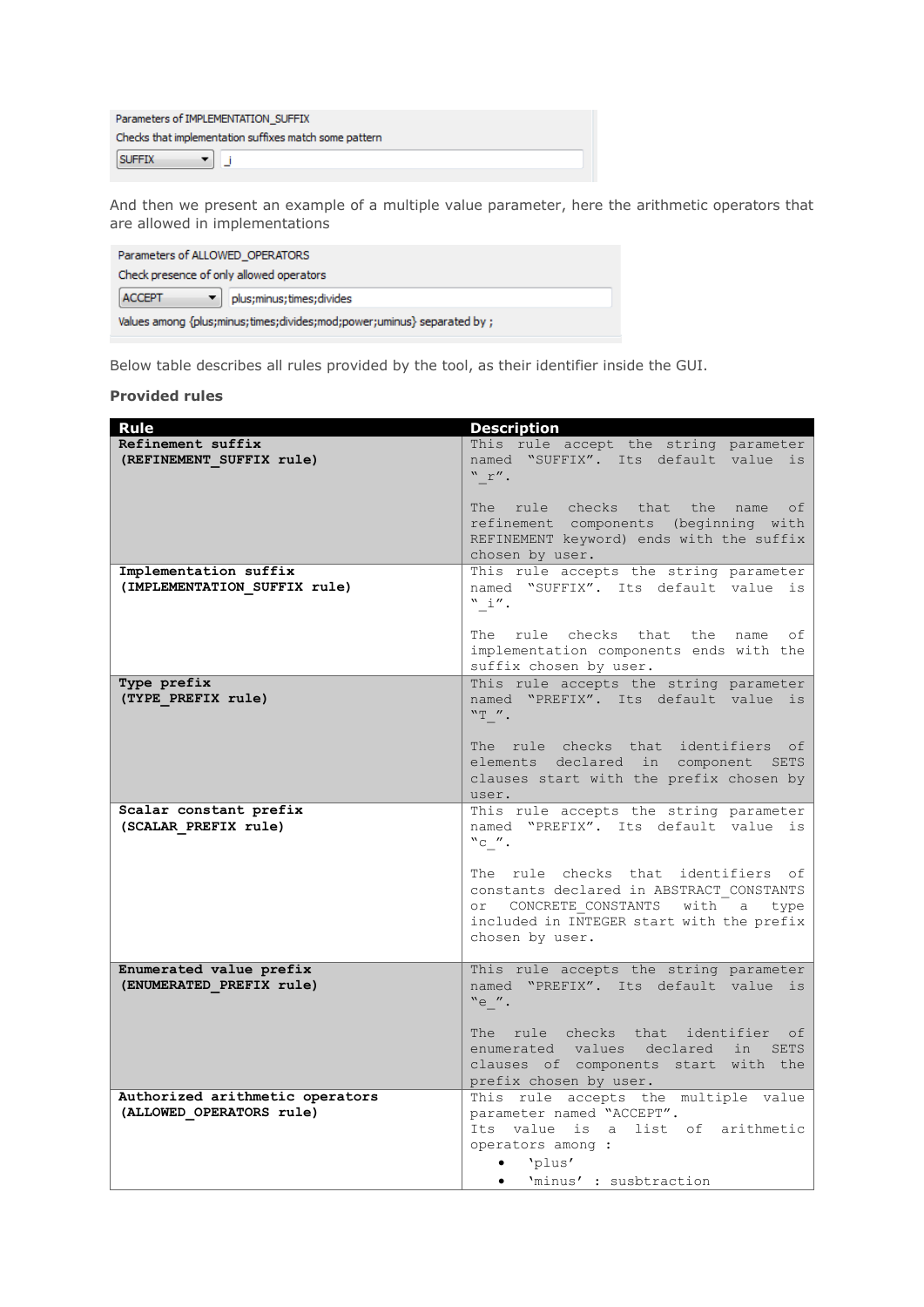Parameters of IMPLEMENTATION_SUFFIX

Checks that implementation suffixes match some pattern

SUFFIX ▾ | _i

And then we present an example of a multiple value parameter, here the arithmetic operators that are allowed in implementations

Parameters of ALLOWED_OPERATORS

Check presence of only allowed operators

ACCEPT ▾ | plus;minus;times;divides

Values among {plus;minus;times;divides;mod;power;uminus} separated by ;

Below table describes all rules provided by the tool, as their identifier inside the GUI.

**Provided rules**

| Rule | Description |
|---|---|
| **Refinement suffix (REFINEMENT_SUFFIX rule)** | This rule accept the string parameter named "SUFFIX". Its default value is "_r".<br><br>The rule checks that the name of refinement components (beginning with REFINEMENT keyword) ends with the suffix chosen by user. |
| **Implementation suffix (IMPLEMENTATION_SUFFIX rule)** | This rule accepts the string parameter named "SUFFIX". Its default value is "_i".<br><br>The rule checks that the name of implementation components ends with the suffix chosen by user. |
| **Type prefix (TYPE_PREFIX rule)** | This rule accepts the string parameter named "PREFIX". Its default value is "T_".<br><br>The rule checks that identifiers of elements declared in component SETS clauses start with the prefix chosen by user. |
| **Scalar constant prefix (SCALAR_PREFIX rule)** | This rule accepts the string parameter named "PREFIX". Its default value is "c_".<br><br>The rule checks that identifiers of constants declared in ABSTRACT_CONSTANTS or CONCRETE_CONSTANTS with a type included in INTEGER start with the prefix chosen by user. |
| **Enumerated value prefix (ENUMERATED_PREFIX rule)** | This rule accepts the string parameter named "PREFIX". Its default value is "e_".<br><br>The rule checks that identifier of enumerated values declared in SETS clauses of components start with the prefix chosen by user. |
| **Authorized arithmetic operators (ALLOWED_OPERATORS rule)** | This rule accepts the multiple value parameter named "ACCEPT".<br>Its value is a list of arithmetic operators among :<br>• 'plus'<br>• 'minus' : susbtraction |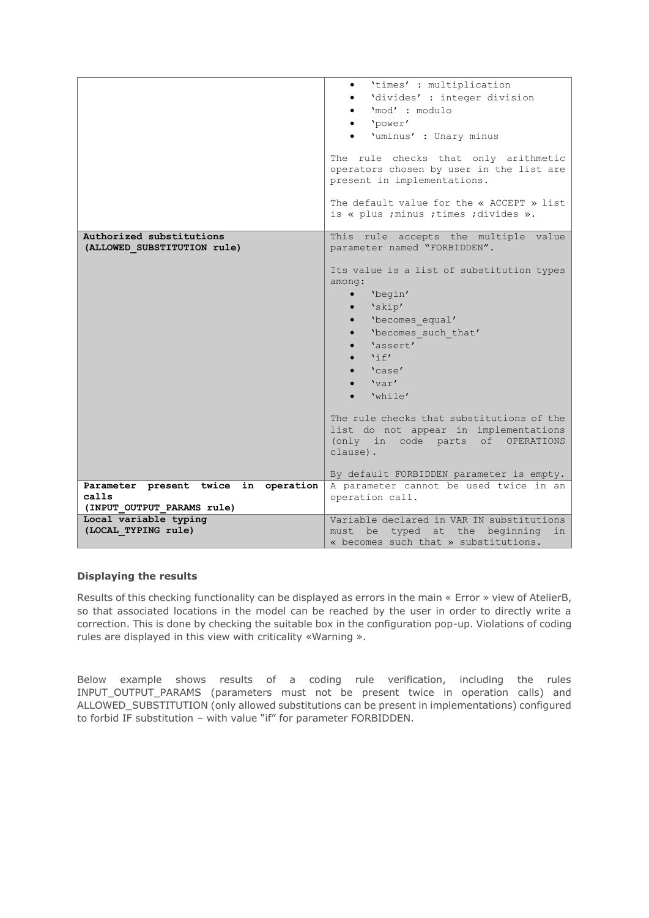| | |
|---|---|
| | • 'times' : multiplication<br>• 'divides' : integer division<br>• 'mod' : modulo<br>• 'power'<br>• 'uminus' : Unary minus<br><br>The rule checks that only arithmetic operators chosen by user in the list are present in implementations.<br><br>The default value for the « ACCEPT » list is « plus ;minus ;times ;divides ». |
| **Authorized substitutions (ALLOWED_SUBSTITUTION rule)** | This rule accepts the multiple value parameter named "FORBIDDEN".<br><br>Its value is a list of substitution types among:<br>• 'begin'<br>• 'skip'<br>• 'becomes_equal'<br>• 'becomes_such_that'<br>• 'assert'<br>• 'if'<br>• 'case'<br>• 'var'<br>• 'while'<br><br>The rule checks that substitutions of the list do not appear in implementations (only in code parts of OPERATIONS clause).<br><br>By default FORBIDDEN parameter is empty. |
| **Parameter present twice in operation calls (INPUT_OUTPUT_PARAMS rule)** | A parameter cannot be used twice in an operation call. |
| **Local variable typing (LOCAL_TYPING rule)** | Variable declared in VAR IN substitutions must be typed at the beginning in « becomes such that » substitutions. |

**Displaying the results**

Results of this checking functionality can be displayed as errors in the main « Error » view of AtelierB, so that associated locations in the model can be reached by the user in order to directly write a correction. This is done by checking the suitable box in the configuration pop-up. Violations of coding rules are displayed in this view with criticality «Warning ».

Below example shows results of a coding rule verification, including the rules INPUT_OUTPUT_PARAMS (parameters must not be present twice in operation calls) and ALLOWED_SUBSTITUTION (only allowed substitutions can be present in implementations) configured to forbid IF substitution – with value "if" for parameter FORBIDDEN.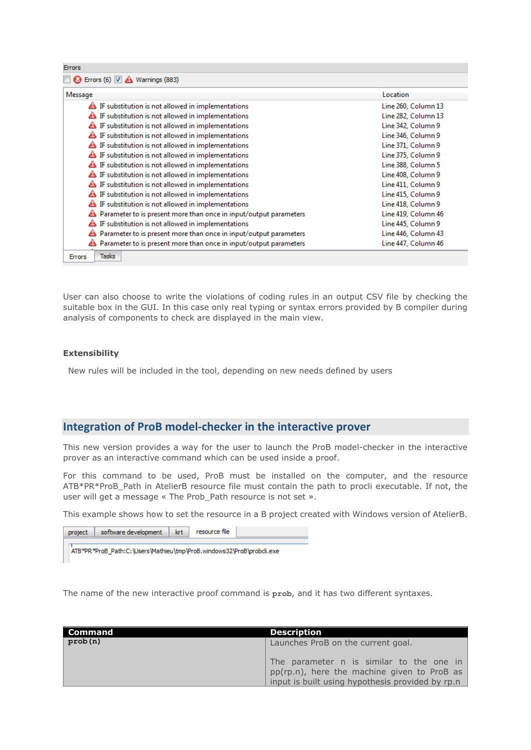Errors

Errors (6) Warnings (883)

| Message | Location |
|---|---|
| IF substitution is not allowed in implementations | Line 260, Column 13 |
| IF substitution is not allowed in implementations | Line 282, Column 13 |
| IF substitution is not allowed in implementations | Line 342, Column 9 |
| IF substitution is not allowed in implementations | Line 346, Column 9 |
| IF substitution is not allowed in implementations | Line 371, Column 9 |
| IF substitution is not allowed in implementations | Line 375, Column 9 |
| IF substitution is not allowed in implementations | Line 388, Column 5 |
| IF substitution is not allowed in implementations | Line 408, Column 9 |
| IF substitution is not allowed in implementations | Line 411, Column 9 |
| IF substitution is not allowed in implementations | Line 415, Column 9 |
| IF substitution is not allowed in implementations | Line 418, Column 9 |
| Parameter to is present more than once in input/output parameters | Line 419, Column 46 |
| IF substitution is not allowed in implementations | Line 445, Column 9 |
| Parameter to is present more than once in input/output parameters | Line 446, Column 43 |
| Parameter to is present more than once in input/output parameters | Line 447, Column 46 |

Errors | Tasks

User can also choose to write the violations of coding rules in an output CSV file by checking the suitable box in the GUI. In this case only real typing or syntax errors provided by B compiler during analysis of components to check are displayed in the main view.

**Extensibility**

New rules will be included in the tool, depending on new needs defined by users

## Integration of ProB model-checker in the interactive prover

This new version provides a way for the user to launch the ProB model-checker in the interactive prover as an interactive command which can be used inside a proof.

For this command to be used, ProB must be installed on the computer, and the resource ATB*PR*ProB_Path in AtelierB resource file must contain the path to procli executable. If not, the user will get a message « The Prob_Path resource is not set ».

This example shows how to set the resource in a B project created with Windows version of AtelierB.

project | software development | krt | resource file

```
ATB*PR*ProB_Path:C:\Users\Mathieu\tmp\ProB.windows32\ProB\probcli.exe
```

The name of the new interactive proof command is **prob**, and it has two different syntaxes.

| Command | Description |
|---|---|
| **prob(n)** | Launches ProB on the current goal.<br><br>The parameter n is similar to the one in pp(rp.n), here the machine given to ProB as input is built using hypothesis provided by rp.n |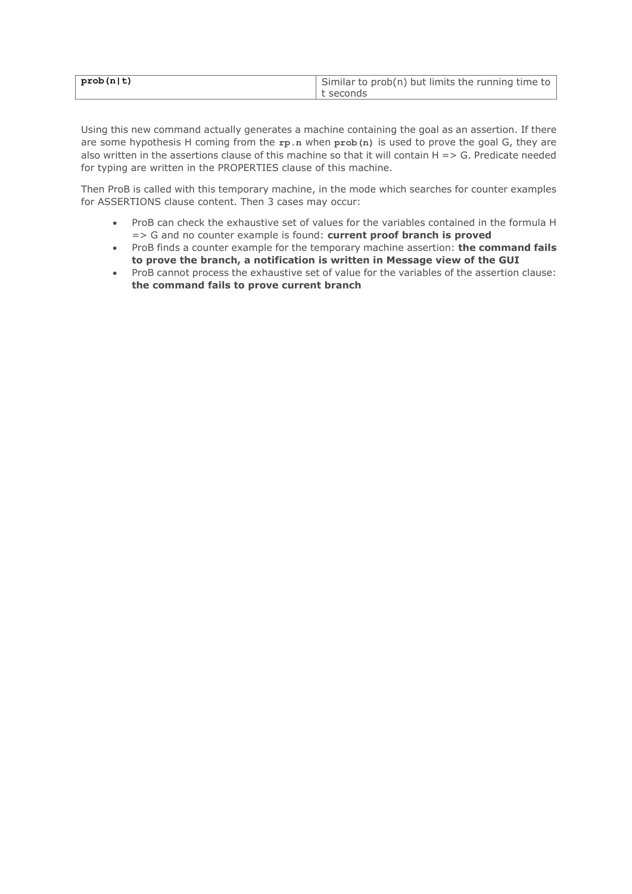| | |
|---|---|
| **prob(n\|t)** | Similar to prob(n) but limits the running time to t seconds |

Using this new command actually generates a machine containing the goal as an assertion. If there are some hypothesis H coming from the **rp.n** when **prob(n)** is used to prove the goal G, they are also written in the assertions clause of this machine so that it will contain H => G. Predicate needed for typing are written in the PROPERTIES clause of this machine.

Then ProB is called with this temporary machine, in the mode which searches for counter examples for ASSERTIONS clause content. Then 3 cases may occur:

- ProB can check the exhaustive set of values for the variables contained in the formula H => G and no counter example is found: **current proof branch is proved**
- ProB finds a counter example for the temporary machine assertion: **the command fails to prove the branch, a notification is written in Message view of the GUI**
- ProB cannot process the exhaustive set of value for the variables of the assertion clause: **the command fails to prove current branch**